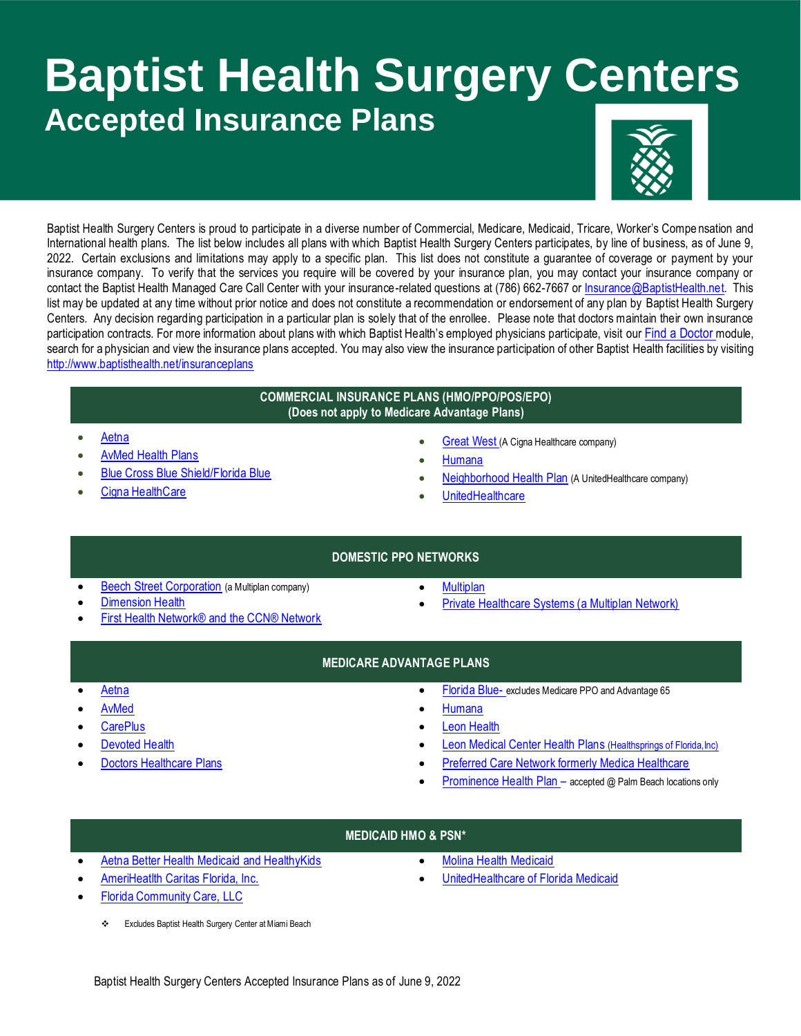# Baptist Health Surgery Centers

## Accepted Insurance Plans

Baptist Health Surgery Centers is proud to participate in a diverse number of Commercial, Medicare, Medicaid, Tricare, Worker's Compensation and International health plans. The list below includes all plans with which Baptist Health Surgery Centers participates, by line of business, as of June 9, 2022. Certain exclusions and limitations may apply to a specific plan. This list does not constitute a guarantee of coverage or payment by your insurance company. To verify that the services you require will be covered by your insurance plan, you may contact your insurance company or contact the Baptist Health Managed Care Call Center with your insurance-related questions at (786) 662-7667 or Insurance@BaptistHealth.net. This list may be updated at any time without prior notice and does not constitute a recommendation or endorsement of any plan by Baptist Health Surgery Centers. Any decision regarding participation in a particular plan is solely that of the enrollee. Please note that doctors maintain their own insurance participation contracts. For more information about plans with which Baptist Health's employed physicians participate, visit our Find a Doctor module, search for a physician and view the insurance plans accepted. You may also view the insurance participation of other Baptist Health facilities by visiting http://www.baptisthealth.net/insuranceplans

### COMMERCIAL INSURANCE PLANS (HMO/PPO/POS/EPO)
**(Does not apply to Medicare Advantage Plans)**

- Aetna
- AvMed Health Plans
- Blue Cross Blue Shield/Florida Blue
- Cigna HealthCare
- Great West (A Cigna Healthcare company)
- Humana
- Neighborhood Health Plan (A UnitedHealthcare company)
- UnitedHealthcare

### DOMESTIC PPO NETWORKS

- Beech Street Corporation (a Multiplan company)
- Dimension Health
- First Health Network® and the CCN® Network
- Multiplan
- Private Healthcare Systems (a Multiplan Network)

### MEDICARE ADVANTAGE PLANS

- Aetna
- AvMed
- CarePlus
- Devoted Health
- Doctors Healthcare Plans
- Florida Blue- excludes Medicare PPO and Advantage 65
- Humana
- Leon Health
- Leon Medical Center Health Plans (Healthsprings of Florida, Inc)
- Preferred Care Network formerly Medica Healthcare
- Prominence Health Plan – accepted @ Palm Beach locations only

### MEDICAID HMO & PSN*

- Aetna Better Health Medicaid and HealthyKids
- AmeriHeatlth Caritas Florida, Inc.
- Florida Community Care, LLC
- Molina Health Medicaid
- UnitedHealthcare of Florida Medicaid

❖ Excludes Baptist Health Surgery Center at Miami Beach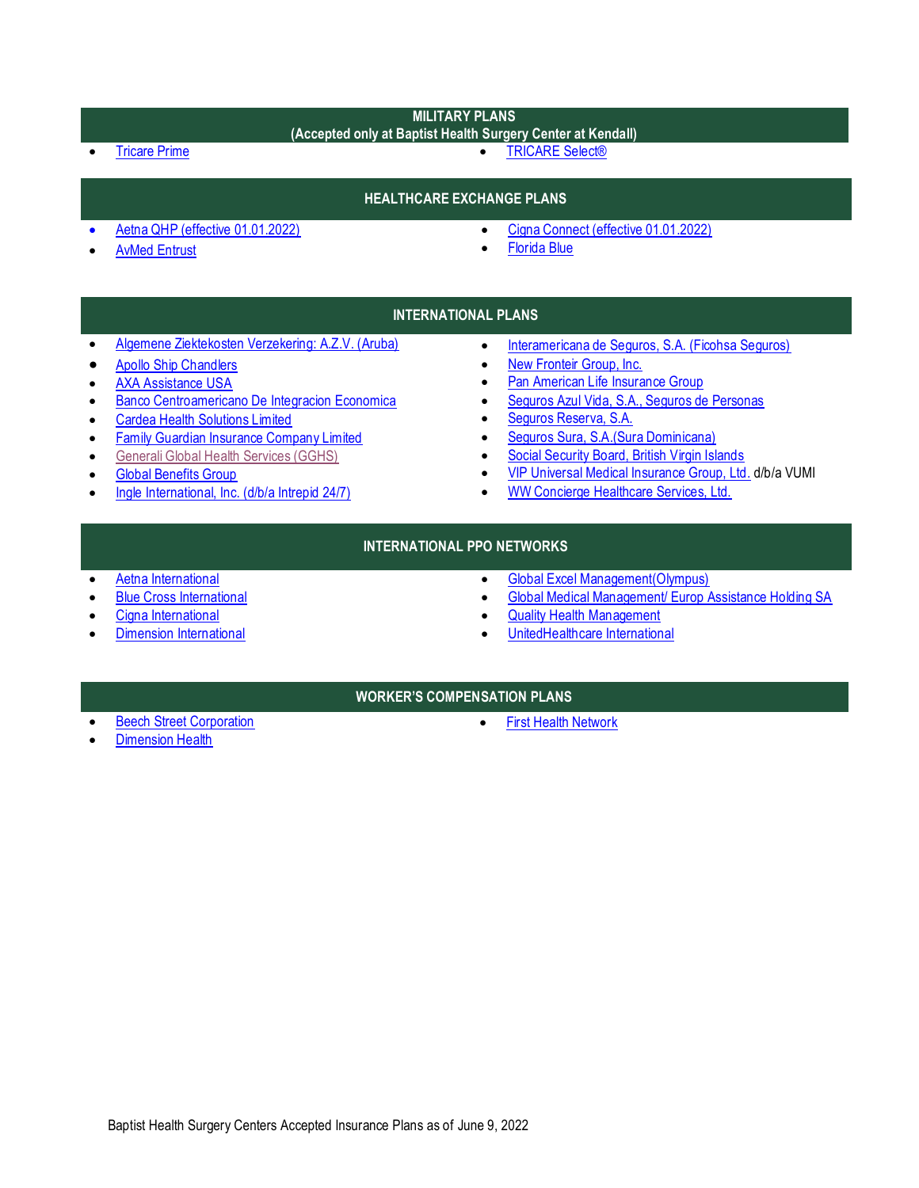## MILITARY PLANS
**(Accepted only at Baptist Health Surgery Center at Kendall)**

- Tricare Prime
- TRICARE Select®

## HEALTHCARE EXCHANGE PLANS

- Aetna QHP (effective 01.01.2022)
- AvMed Entrust
- Cigna Connect (effective 01.01.2022)
- Florida Blue

## INTERNATIONAL PLANS

- Algemene Ziektekosten Verzekering: A.Z.V. (Aruba)
- Apollo Ship Chandlers
- AXA Assistance USA
- Banco Centroamericano De Integracion Economica
- Cardea Health Solutions Limited
- Family Guardian Insurance Company Limited
- Generali Global Health Services (GGHS)
- Global Benefits Group
- Ingle International, Inc. (d/b/a Intrepid 24/7)
- Interamericana de Seguros, S.A. (Ficohsa Seguros)
- New Fronteir Group, Inc.
- Pan American Life Insurance Group
- Seguros Azul Vida, S.A., Seguros de Personas
- Seguros Reserva, S.A.
- Seguros Sura, S.A.(Sura Dominicana)
- Social Security Board, British Virgin Islands
- VIP Universal Medical Insurance Group, Ltd. d/b/a VUMI
- WW Concierge Healthcare Services, Ltd.

## INTERNATIONAL PPO NETWORKS

- Aetna International
- Blue Cross International
- Cigna International
- Dimension International
- Global Excel Management(Olympus)
- Global Medical Management/ Europ Assistance Holding SA
- Quality Health Management
- UnitedHealthcare International

## WORKER'S COMPENSATION PLANS

- Beech Street Corporation
- Dimension Health
- First Health Network

Baptist Health Surgery Centers Accepted Insurance Plans as of June 9, 2022